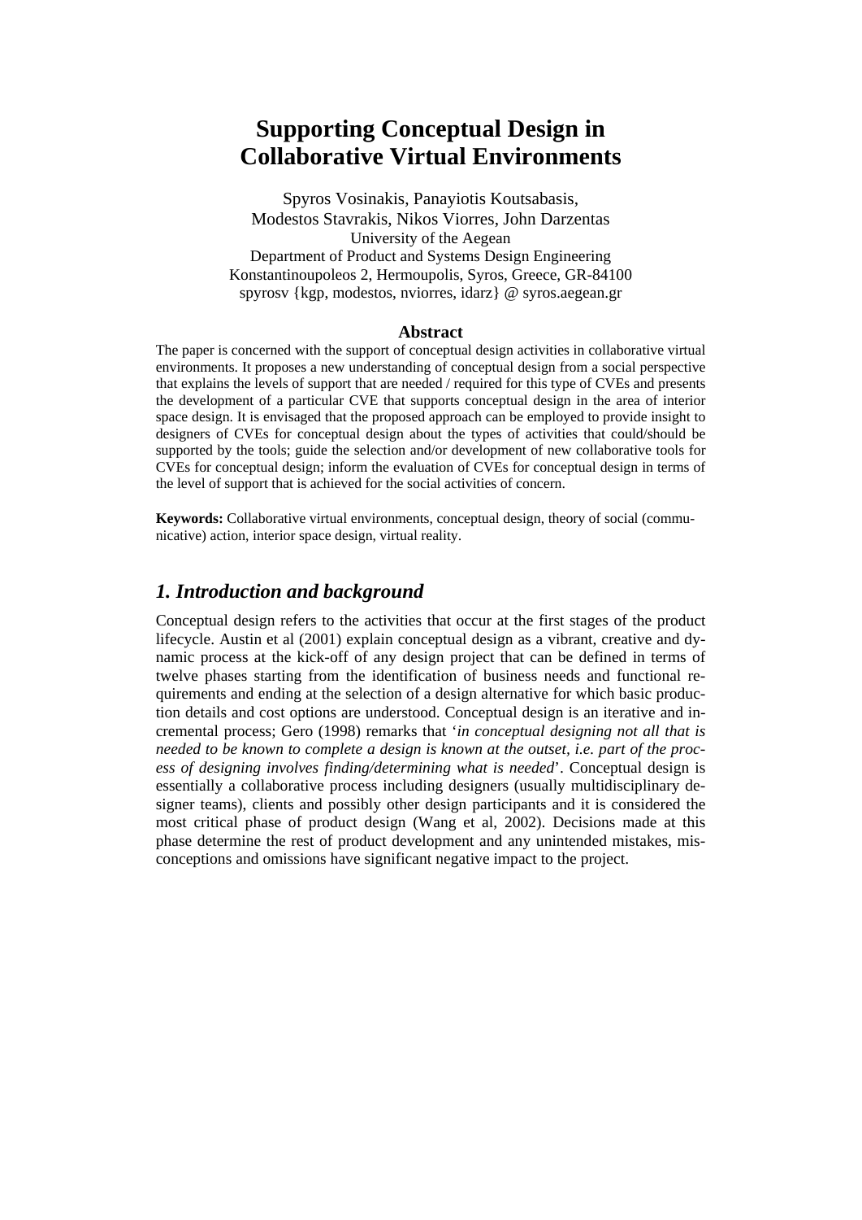# Supporting Conceptual Design in Collaborative Virtual Environments

Spyros Vosinakis, Panayiotis Koutsabasis,
Modestos Stavrakis, Nikos Viorres, John Darzentas
University of the Aegean
Department of Product and Systems Design Engineering
Konstantinoupoleos 2, Hermoupolis, Syros, Greece, GR-84100
spyrosv {kgp, modestos, nviorres, idarz} @ syros.aegean.gr

## Abstract

The paper is concerned with the support of conceptual design activities in collaborative virtual environments. It proposes a new understanding of conceptual design from a social perspective that explains the levels of support that are needed / required for this type of CVEs and presents the development of a particular CVE that supports conceptual design in the area of interior space design. It is envisaged that the proposed approach can be employed to provide insight to designers of CVEs for conceptual design about the types of activities that could/should be supported by the tools; guide the selection and/or development of new collaborative tools for CVEs for conceptual design; inform the evaluation of CVEs for conceptual design in terms of the level of support that is achieved for the social activities of concern.

**Keywords:** Collaborative virtual environments, conceptual design, theory of social (communicative) action, interior space design, virtual reality.

## *1. Introduction and background*

Conceptual design refers to the activities that occur at the first stages of the product lifecycle. Austin et al (2001) explain conceptual design as a vibrant, creative and dynamic process at the kick-off of any design project that can be defined in terms of twelve phases starting from the identification of business needs and functional requirements and ending at the selection of a design alternative for which basic production details and cost options are understood. Conceptual design is an iterative and incremental process; Gero (1998) remarks that '*in conceptual designing not all that is needed to be known to complete a design is known at the outset, i.e. part of the process of designing involves finding/determining what is needed*'. Conceptual design is essentially a collaborative process including designers (usually multidisciplinary designer teams), clients and possibly other design participants and it is considered the most critical phase of product design (Wang et al, 2002). Decisions made at this phase determine the rest of product development and any unintended mistakes, misconceptions and omissions have significant negative impact to the project.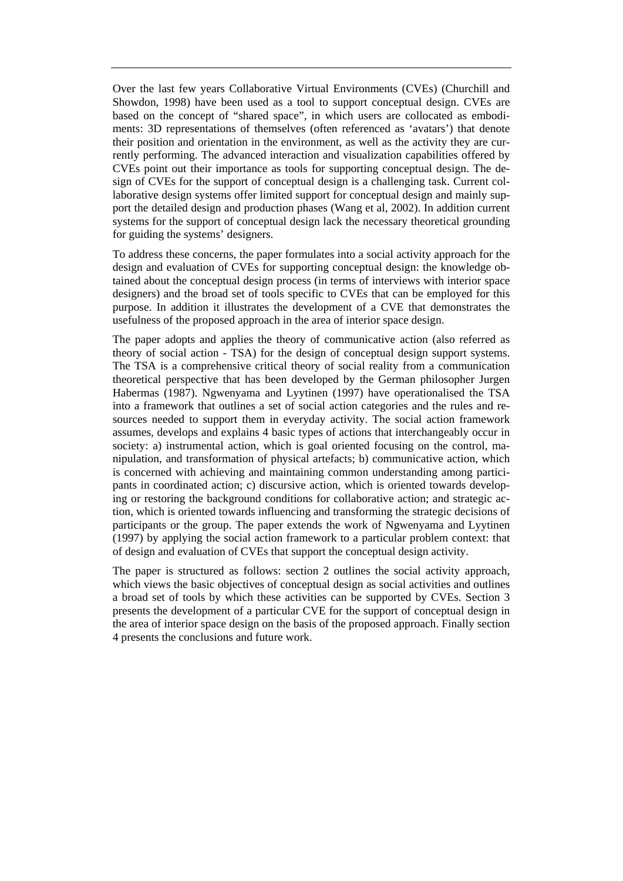Over the last few years Collaborative Virtual Environments (CVEs) (Churchill and Showdon, 1998) have been used as a tool to support conceptual design. CVEs are based on the concept of "shared space", in which users are collocated as embodiments: 3D representations of themselves (often referenced as 'avatars') that denote their position and orientation in the environment, as well as the activity they are currently performing. The advanced interaction and visualization capabilities offered by CVEs point out their importance as tools for supporting conceptual design. The design of CVEs for the support of conceptual design is a challenging task. Current collaborative design systems offer limited support for conceptual design and mainly support the detailed design and production phases (Wang et al, 2002). In addition current systems for the support of conceptual design lack the necessary theoretical grounding for guiding the systems' designers.

To address these concerns, the paper formulates into a social activity approach for the design and evaluation of CVEs for supporting conceptual design: the knowledge obtained about the conceptual design process (in terms of interviews with interior space designers) and the broad set of tools specific to CVEs that can be employed for this purpose. In addition it illustrates the development of a CVE that demonstrates the usefulness of the proposed approach in the area of interior space design.

The paper adopts and applies the theory of communicative action (also referred as theory of social action - TSA) for the design of conceptual design support systems. The TSA is a comprehensive critical theory of social reality from a communication theoretical perspective that has been developed by the German philosopher Jurgen Habermas (1987). Ngwenyama and Lyytinen (1997) have operationalised the TSA into a framework that outlines a set of social action categories and the rules and resources needed to support them in everyday activity. The social action framework assumes, develops and explains 4 basic types of actions that interchangeably occur in society: a) instrumental action, which is goal oriented focusing on the control, manipulation, and transformation of physical artefacts; b) communicative action, which is concerned with achieving and maintaining common understanding among participants in coordinated action; c) discursive action, which is oriented towards developing or restoring the background conditions for collaborative action; and strategic action, which is oriented towards influencing and transforming the strategic decisions of participants or the group. The paper extends the work of Ngwenyama and Lyytinen (1997) by applying the social action framework to a particular problem context: that of design and evaluation of CVEs that support the conceptual design activity.

The paper is structured as follows: section 2 outlines the social activity approach, which views the basic objectives of conceptual design as social activities and outlines a broad set of tools by which these activities can be supported by CVEs. Section 3 presents the development of a particular CVE for the support of conceptual design in the area of interior space design on the basis of the proposed approach. Finally section 4 presents the conclusions and future work.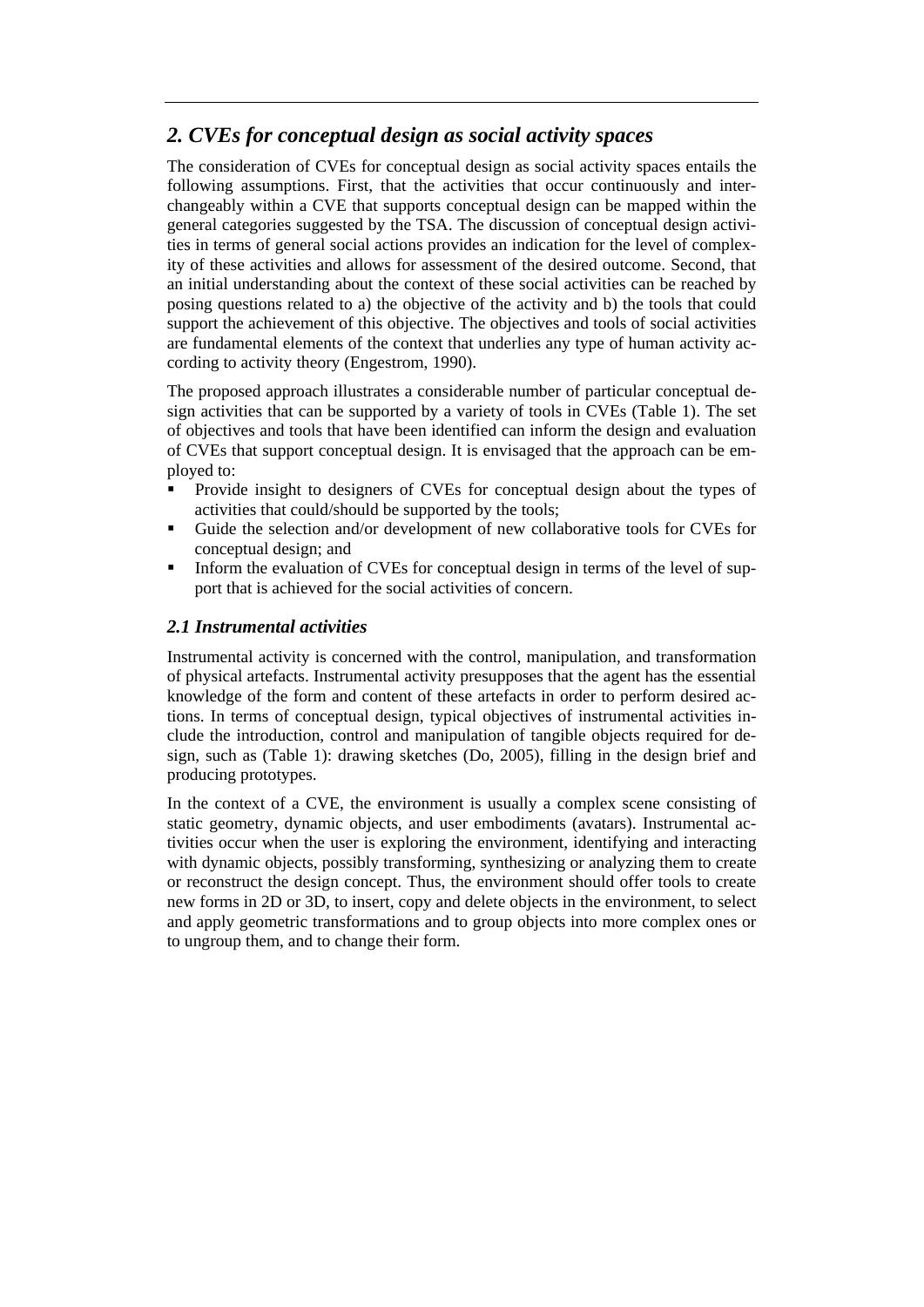## *2. CVEs for conceptual design as social activity spaces*

The consideration of CVEs for conceptual design as social activity spaces entails the following assumptions. First, that the activities that occur continuously and interchangeably within a CVE that supports conceptual design can be mapped within the general categories suggested by the TSA. The discussion of conceptual design activities in terms of general social actions provides an indication for the level of complexity of these activities and allows for assessment of the desired outcome. Second, that an initial understanding about the context of these social activities can be reached by posing questions related to a) the objective of the activity and b) the tools that could support the achievement of this objective. The objectives and tools of social activities are fundamental elements of the context that underlies any type of human activity according to activity theory (Engestrom, 1990).

The proposed approach illustrates a considerable number of particular conceptual design activities that can be supported by a variety of tools in CVEs (Table 1). The set of objectives and tools that have been identified can inform the design and evaluation of CVEs that support conceptual design. It is envisaged that the approach can be employed to:

- Provide insight to designers of CVEs for conceptual design about the types of activities that could/should be supported by the tools;
- Guide the selection and/or development of new collaborative tools for CVEs for conceptual design; and
- Inform the evaluation of CVEs for conceptual design in terms of the level of support that is achieved for the social activities of concern.

### *2.1 Instrumental activities*

Instrumental activity is concerned with the control, manipulation, and transformation of physical artefacts. Instrumental activity presupposes that the agent has the essential knowledge of the form and content of these artefacts in order to perform desired actions. In terms of conceptual design, typical objectives of instrumental activities include the introduction, control and manipulation of tangible objects required for design, such as (Table 1): drawing sketches (Do, 2005), filling in the design brief and producing prototypes.

In the context of a CVE, the environment is usually a complex scene consisting of static geometry, dynamic objects, and user embodiments (avatars). Instrumental activities occur when the user is exploring the environment, identifying and interacting with dynamic objects, possibly transforming, synthesizing or analyzing them to create or reconstruct the design concept. Thus, the environment should offer tools to create new forms in 2D or 3D, to insert, copy and delete objects in the environment, to select and apply geometric transformations and to group objects into more complex ones or to ungroup them, and to change their form.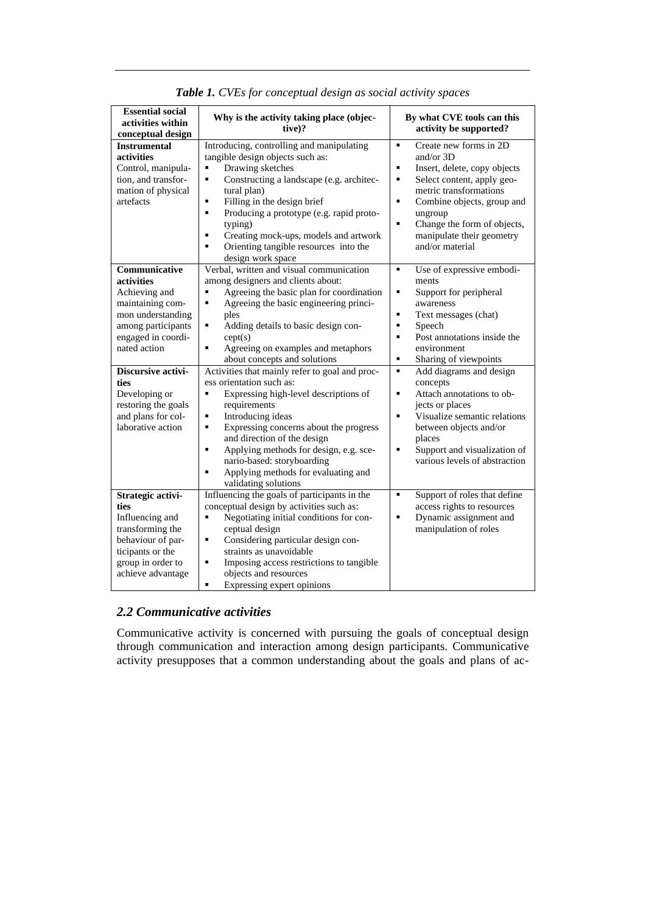***Table 1.*** *CVEs for conceptual design as social activity spaces*

| Essential social activities within conceptual design | Why is the activity taking place (objective)? | By what CVE tools can this activity be supported? |
|---|---|---|
| **Instrumental activities**<br>Control, manipulation, and transformation of physical artefacts | Introducing, controlling and manipulating tangible design objects such as:<br>▪ Drawing sketches<br>▪ Constructing a landscape (e.g. architectural plan)<br>▪ Filling in the design brief<br>▪ Producing a prototype (e.g. rapid prototyping)<br>▪ Creating mock-ups, models and artwork<br>▪ Orienting tangible resources into the design work space | ▪ Create new forms in 2D and/or 3D<br>▪ Insert, delete, copy objects<br>▪ Select content, apply geometric transformations<br>▪ Combine objects, group and ungroup<br>▪ Change the form of objects, manipulate their geometry and/or material |
| **Communicative activities**<br>Achieving and maintaining common understanding among participants engaged in coordinated action | Verbal, written and visual communication among designers and clients about:<br>▪ Agreeing the basic plan for coordination<br>▪ Agreeing the basic engineering principles<br>▪ Adding details to basic design concept(s)<br>▪ Agreeing on examples and metaphors about concepts and solutions | ▪ Use of expressive embodiments<br>▪ Support for peripheral awareness<br>▪ Text messages (chat)<br>▪ Speech<br>▪ Post annotations inside the environment<br>▪ Sharing of viewpoints |
| **Discursive activities**<br>Developing or restoring the goals and plans for collaborative action | Activities that mainly refer to goal and process orientation such as:<br>▪ Expressing high-level descriptions of requirements<br>▪ Introducing ideas<br>▪ Expressing concerns about the progress and direction of the design<br>▪ Applying methods for design, e.g. scenario-based: storyboarding<br>▪ Applying methods for evaluating and validating solutions | ▪ Add diagrams and design concepts<br>▪ Attach annotations to objects or places<br>▪ Visualize semantic relations between objects and/or places<br>▪ Support and visualization of various levels of abstraction |
| **Strategic activities**<br>Influencing and transforming the behaviour of participants or the group in order to achieve advantage | Influencing the goals of participants in the conceptual design by activities such as:<br>▪ Negotiating initial conditions for conceptual design<br>▪ Considering particular design constraints as unavoidable<br>▪ Imposing access restrictions to tangible objects and resources<br>▪ Expressing expert opinions | ▪ Support of roles that define access rights to resources<br>▪ Dynamic assignment and manipulation of roles |

## *2.2 Communicative activities*

Communicative activity is concerned with pursuing the goals of conceptual design through communication and interaction among design participants. Communicative activity presupposes that a common understanding about the goals and plans of ac-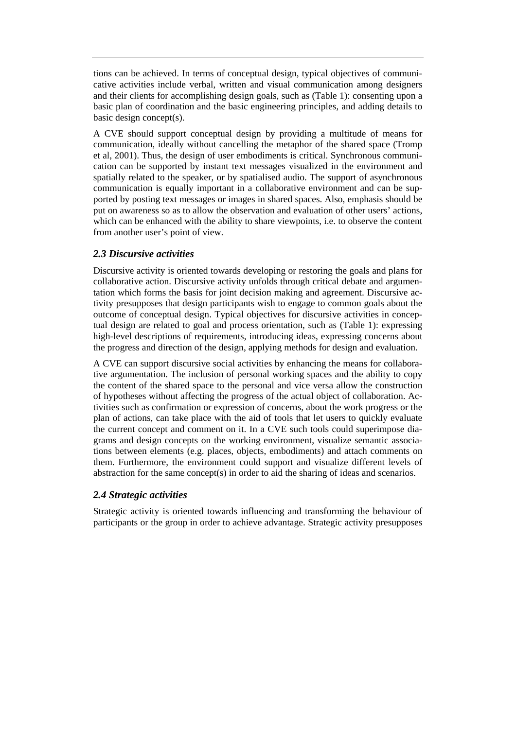tions can be achieved. In terms of conceptual design, typical objectives of communicative activities include verbal, written and visual communication among designers and their clients for accomplishing design goals, such as (Table 1): consenting upon a basic plan of coordination and the basic engineering principles, and adding details to basic design concept(s).

A CVE should support conceptual design by providing a multitude of means for communication, ideally without cancelling the metaphor of the shared space (Tromp et al, 2001). Thus, the design of user embodiments is critical. Synchronous communication can be supported by instant text messages visualized in the environment and spatially related to the speaker, or by spatialised audio. The support of asynchronous communication is equally important in a collaborative environment and can be supported by posting text messages or images in shared spaces. Also, emphasis should be put on awareness so as to allow the observation and evaluation of other users' actions, which can be enhanced with the ability to share viewpoints, i.e. to observe the content from another user's point of view.

### *2.3 Discursive activities*

Discursive activity is oriented towards developing or restoring the goals and plans for collaborative action. Discursive activity unfolds through critical debate and argumentation which forms the basis for joint decision making and agreement. Discursive activity presupposes that design participants wish to engage to common goals about the outcome of conceptual design. Typical objectives for discursive activities in conceptual design are related to goal and process orientation, such as (Table 1): expressing high-level descriptions of requirements, introducing ideas, expressing concerns about the progress and direction of the design, applying methods for design and evaluation.

A CVE can support discursive social activities by enhancing the means for collaborative argumentation. The inclusion of personal working spaces and the ability to copy the content of the shared space to the personal and vice versa allow the construction of hypotheses without affecting the progress of the actual object of collaboration. Activities such as confirmation or expression of concerns, about the work progress or the plan of actions, can take place with the aid of tools that let users to quickly evaluate the current concept and comment on it. In a CVE such tools could superimpose diagrams and design concepts on the working environment, visualize semantic associations between elements (e.g. places, objects, embodiments) and attach comments on them. Furthermore, the environment could support and visualize different levels of abstraction for the same concept(s) in order to aid the sharing of ideas and scenarios.

### *2.4 Strategic activities*

Strategic activity is oriented towards influencing and transforming the behaviour of participants or the group in order to achieve advantage. Strategic activity presupposes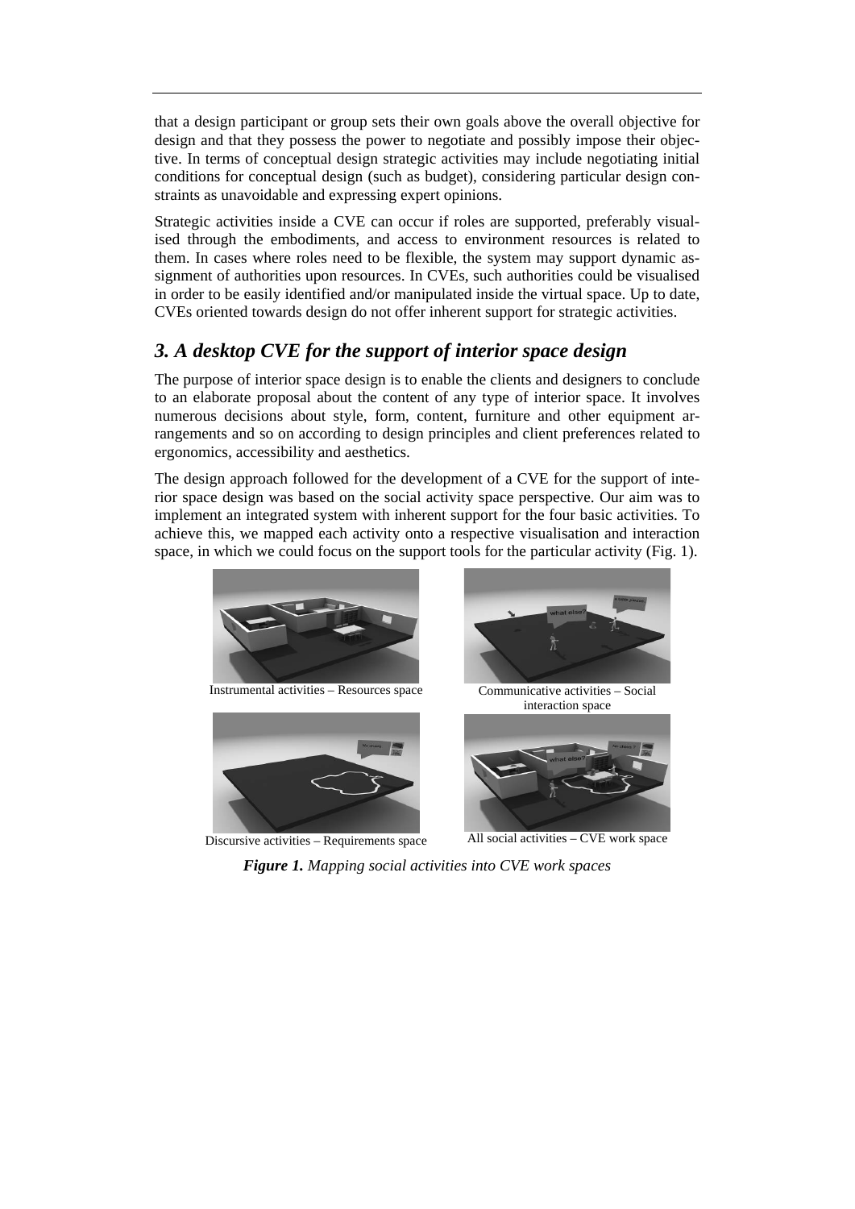that a design participant or group sets their own goals above the overall objective for design and that they possess the power to negotiate and possibly impose their objective. In terms of conceptual design strategic activities may include negotiating initial conditions for conceptual design (such as budget), considering particular design constraints as unavoidable and expressing expert opinions.

Strategic activities inside a CVE can occur if roles are supported, preferably visualised through the embodiments, and access to environment resources is related to them. In cases where roles need to be flexible, the system may support dynamic assignment of authorities upon resources. In CVEs, such authorities could be visualised in order to be easily identified and/or manipulated inside the virtual space. Up to date, CVEs oriented towards design do not offer inherent support for strategic activities.

## *3. A desktop CVE for the support of interior space design*

The purpose of interior space design is to enable the clients and designers to conclude to an elaborate proposal about the content of any type of interior space. It involves numerous decisions about style, form, content, furniture and other equipment arrangements and so on according to design principles and client preferences related to ergonomics, accessibility and aesthetics.

The design approach followed for the development of a CVE for the support of interior space design was based on the social activity space perspective. Our aim was to implement an integrated system with inherent support for the four basic activities. To achieve this, we mapped each activity onto a respective visualisation and interaction space, in which we could focus on the support tools for the particular activity (Fig. 1).

Instrumental activities – Resources space

Communicative activities – Social interaction space

Discursive activities – Requirements space

All social activities – CVE work space

***Figure 1.** Mapping social activities into CVE work spaces*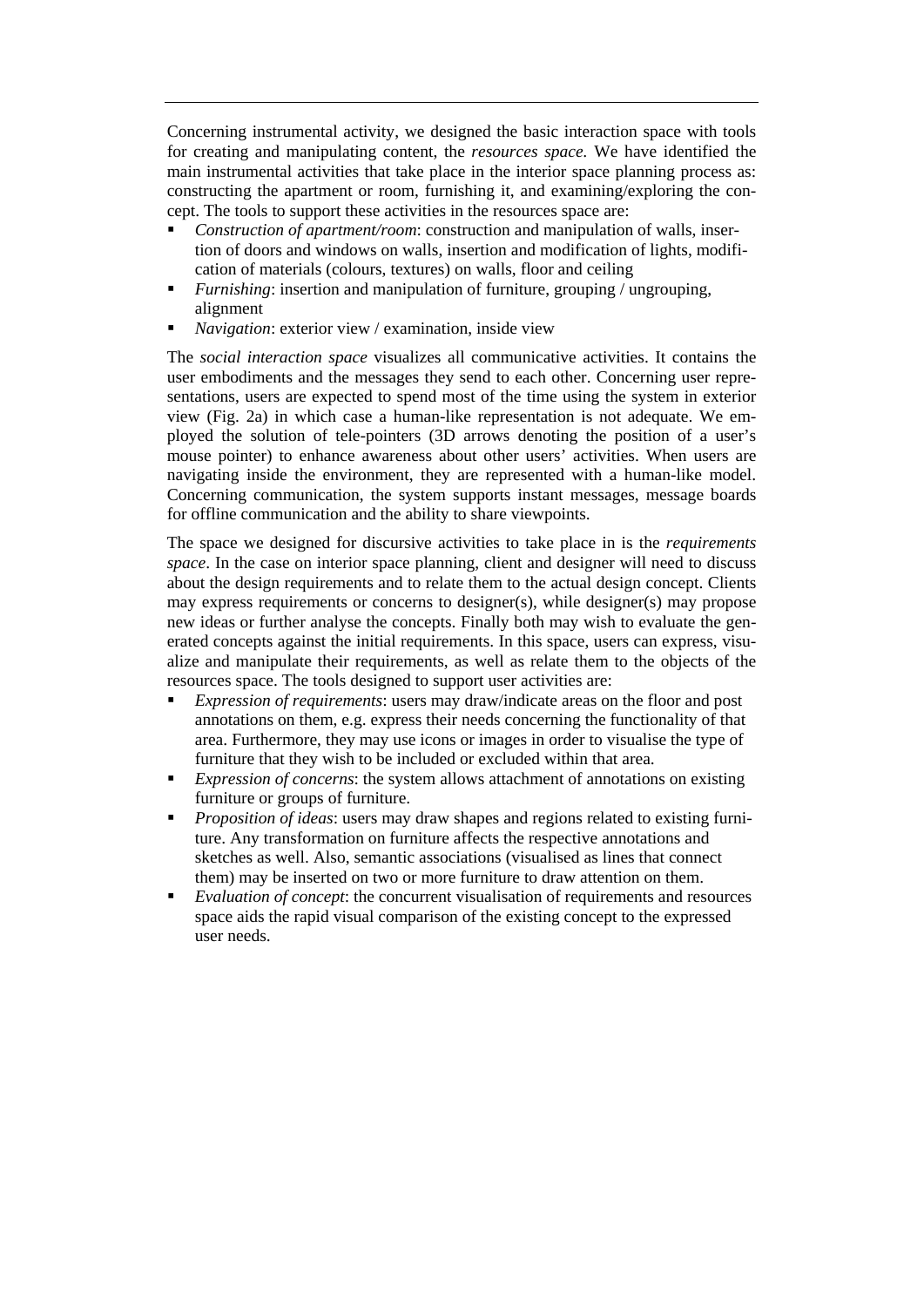Concerning instrumental activity, we designed the basic interaction space with tools for creating and manipulating content, the *resources space.* We have identified the main instrumental activities that take place in the interior space planning process as: constructing the apartment or room, furnishing it, and examining/exploring the concept. The tools to support these activities in the resources space are:

- *Construction of apartment/room*: construction and manipulation of walls, insertion of doors and windows on walls, insertion and modification of lights, modification of materials (colours, textures) on walls, floor and ceiling
- *Furnishing*: insertion and manipulation of furniture, grouping / ungrouping, alignment
- *Navigation*: exterior view / examination, inside view

The *social interaction space* visualizes all communicative activities. It contains the user embodiments and the messages they send to each other. Concerning user representations, users are expected to spend most of the time using the system in exterior view (Fig. 2a) in which case a human-like representation is not adequate. We employed the solution of tele-pointers (3D arrows denoting the position of a user's mouse pointer) to enhance awareness about other users' activities. When users are navigating inside the environment, they are represented with a human-like model. Concerning communication, the system supports instant messages, message boards for offline communication and the ability to share viewpoints.

The space we designed for discursive activities to take place in is the *requirements space*. In the case on interior space planning, client and designer will need to discuss about the design requirements and to relate them to the actual design concept. Clients may express requirements or concerns to designer(s), while designer(s) may propose new ideas or further analyse the concepts. Finally both may wish to evaluate the generated concepts against the initial requirements. In this space, users can express, visualize and manipulate their requirements, as well as relate them to the objects of the resources space. The tools designed to support user activities are:

- *Expression of requirements*: users may draw/indicate areas on the floor and post annotations on them, e.g. express their needs concerning the functionality of that area. Furthermore, they may use icons or images in order to visualise the type of furniture that they wish to be included or excluded within that area.
- *Expression of concerns*: the system allows attachment of annotations on existing furniture or groups of furniture.
- *Proposition of ideas*: users may draw shapes and regions related to existing furniture. Any transformation on furniture affects the respective annotations and sketches as well. Also, semantic associations (visualised as lines that connect them) may be inserted on two or more furniture to draw attention on them.
- *Evaluation of concept*: the concurrent visualisation of requirements and resources space aids the rapid visual comparison of the existing concept to the expressed user needs.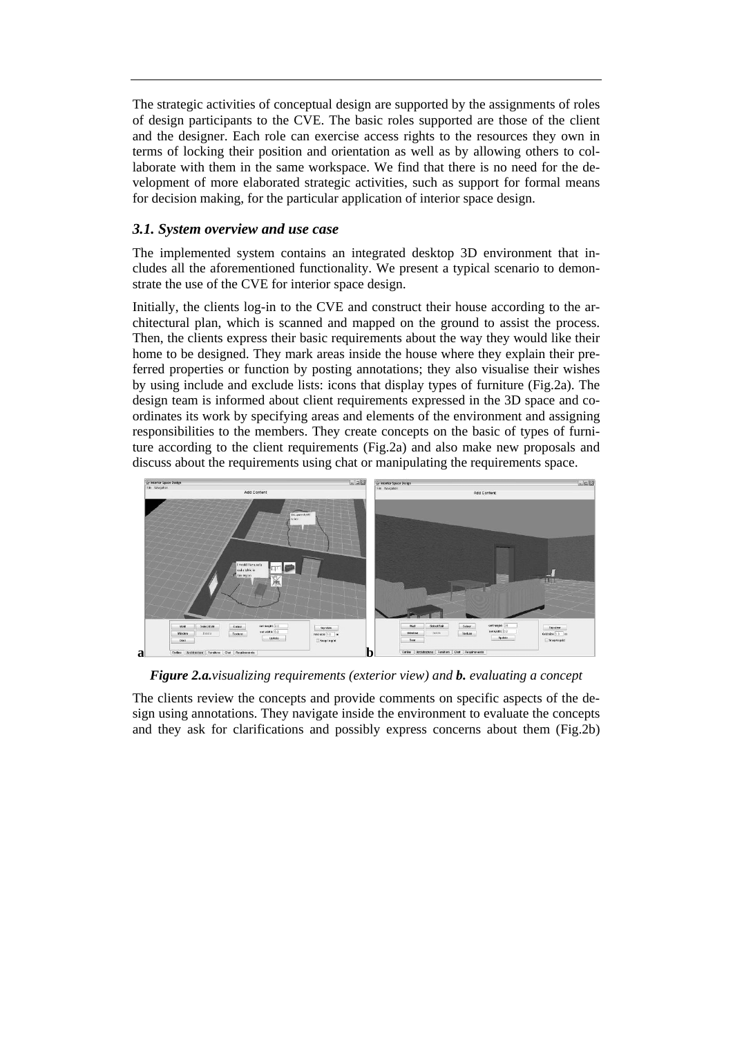The strategic activities of conceptual design are supported by the assignments of roles of design participants to the CVE. The basic roles supported are those of the client and the designer. Each role can exercise access rights to the resources they own in terms of locking their position and orientation as well as by allowing others to collaborate with them in the same workspace. We find that there is no need for the development of more elaborated strategic activities, such as support for formal means for decision making, for the particular application of interior space design.

### *3.1. System overview and use case*

The implemented system contains an integrated desktop 3D environment that includes all the aforementioned functionality. We present a typical scenario to demonstrate the use of the CVE for interior space design.

Initially, the clients log-in to the CVE and construct their house according to the architectural plan, which is scanned and mapped on the ground to assist the process. Then, the clients express their basic requirements about the way they would like their home to be designed. They mark areas inside the house where they explain their preferred properties or function by posting annotations; they also visualise their wishes by using include and exclude lists: icons that display types of furniture (Fig.2a). The design team is informed about client requirements expressed in the 3D space and coordinates its work by specifying areas and elements of the environment and assigning responsibilities to the members. They create concepts on the basic of types of furniture according to the client requirements (Fig.2a) and also make new proposals and discuss about the requirements using chat or manipulating the requirements space.

***Figure 2.a.****visualizing requirements (exterior view) and* ***b.*** *evaluating a concept*

The clients review the concepts and provide comments on specific aspects of the design using annotations. They navigate inside the environment to evaluate the concepts and they ask for clarifications and possibly express concerns about them (Fig.2b)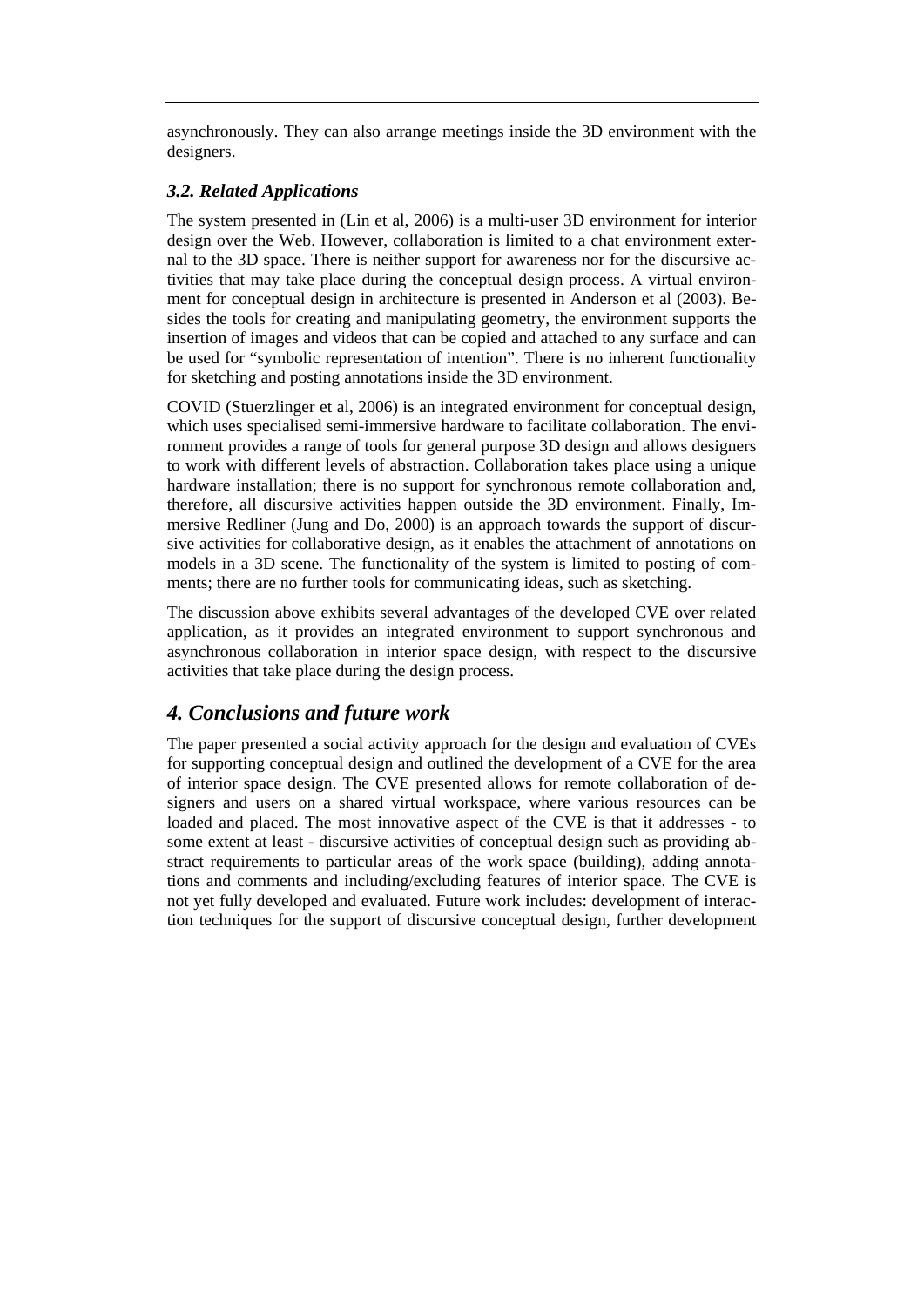asynchronously. They can also arrange meetings inside the 3D environment with the designers.

### 3.2. Related Applications

The system presented in (Lin et al, 2006) is a multi-user 3D environment for interior design over the Web. However, collaboration is limited to a chat environment external to the 3D space. There is neither support for awareness nor for the discursive activities that may take place during the conceptual design process. A virtual environment for conceptual design in architecture is presented in Anderson et al (2003). Besides the tools for creating and manipulating geometry, the environment supports the insertion of images and videos that can be copied and attached to any surface and can be used for "symbolic representation of intention". There is no inherent functionality for sketching and posting annotations inside the 3D environment.

COVID (Stuerzlinger et al, 2006) is an integrated environment for conceptual design, which uses specialised semi-immersive hardware to facilitate collaboration. The environment provides a range of tools for general purpose 3D design and allows designers to work with different levels of abstraction. Collaboration takes place using a unique hardware installation; there is no support for synchronous remote collaboration and, therefore, all discursive activities happen outside the 3D environment. Finally, Immersive Redliner (Jung and Do, 2000) is an approach towards the support of discursive activities for collaborative design, as it enables the attachment of annotations on models in a 3D scene. The functionality of the system is limited to posting of comments; there are no further tools for communicating ideas, such as sketching.

The discussion above exhibits several advantages of the developed CVE over related application, as it provides an integrated environment to support synchronous and asynchronous collaboration in interior space design, with respect to the discursive activities that take place during the design process.

## 4. Conclusions and future work

The paper presented a social activity approach for the design and evaluation of CVEs for supporting conceptual design and outlined the development of a CVE for the area of interior space design. The CVE presented allows for remote collaboration of designers and users on a shared virtual workspace, where various resources can be loaded and placed. The most innovative aspect of the CVE is that it addresses - to some extent at least - discursive activities of conceptual design such as providing abstract requirements to particular areas of the work space (building), adding annotations and comments and including/excluding features of interior space. The CVE is not yet fully developed and evaluated. Future work includes: development of interaction techniques for the support of discursive conceptual design, further development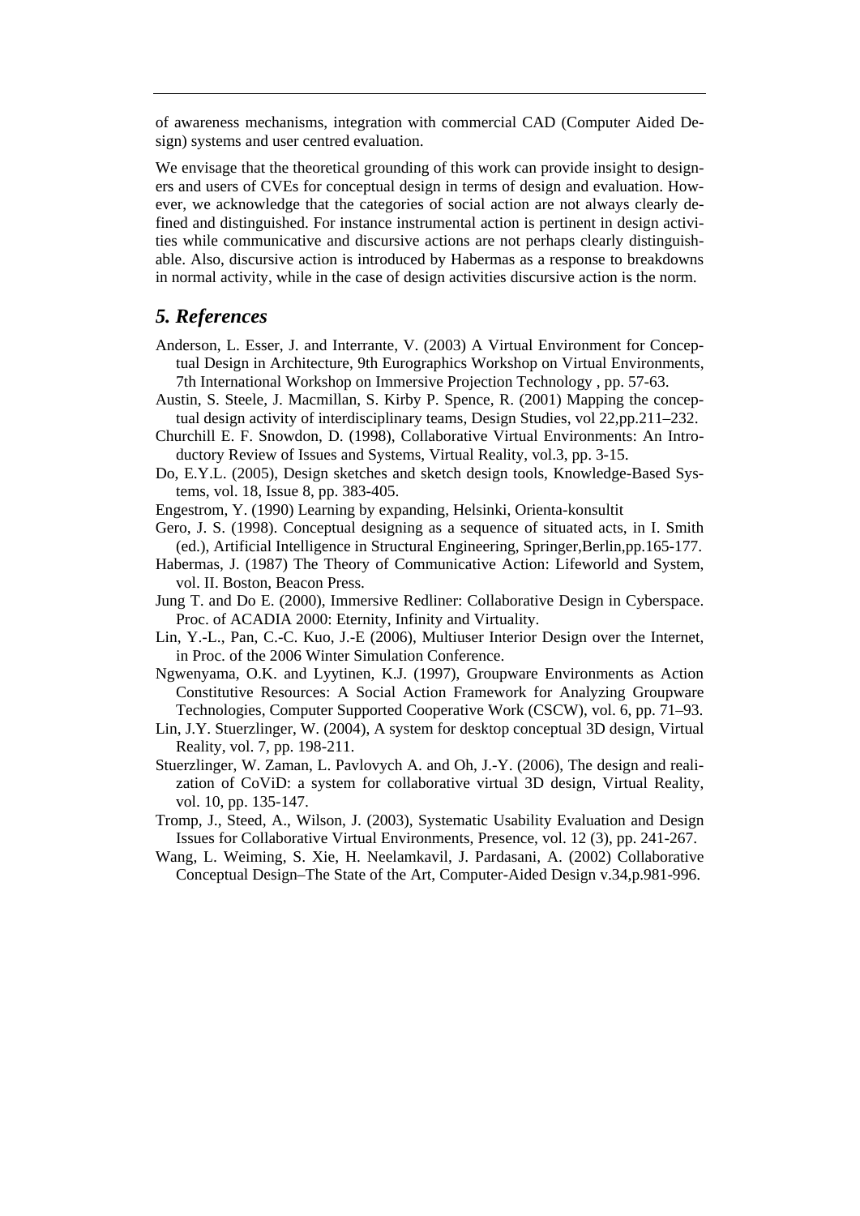of awareness mechanisms, integration with commercial CAD (Computer Aided Design) systems and user centred evaluation.

We envisage that the theoretical grounding of this work can provide insight to designers and users of CVEs for conceptual design in terms of design and evaluation. However, we acknowledge that the categories of social action are not always clearly defined and distinguished. For instance instrumental action is pertinent in design activities while communicative and discursive actions are not perhaps clearly distinguishable. Also, discursive action is introduced by Habermas as a response to breakdowns in normal activity, while in the case of design activities discursive action is the norm.

## *5. References*

Anderson, L. Esser, J. and Interrante, V. (2003) A Virtual Environment for Conceptual Design in Architecture, 9th Eurographics Workshop on Virtual Environments, 7th International Workshop on Immersive Projection Technology , pp. 57-63.

Austin, S. Steele, J. Macmillan, S. Kirby P. Spence, R. (2001) Mapping the conceptual design activity of interdisciplinary teams, Design Studies, vol 22,pp.211–232.

Churchill E. F. Snowdon, D. (1998), Collaborative Virtual Environments: An Introductory Review of Issues and Systems, Virtual Reality, vol.3, pp. 3-15.

Do, E.Y.L. (2005), Design sketches and sketch design tools, Knowledge-Based Systems, vol. 18, Issue 8, pp. 383-405.

Engestrom, Y. (1990) Learning by expanding, Helsinki, Orienta-konsultit

Gero, J. S. (1998). Conceptual designing as a sequence of situated acts, in I. Smith (ed.), Artificial Intelligence in Structural Engineering, Springer,Berlin,pp.165-177.

Habermas, J. (1987) The Theory of Communicative Action: Lifeworld and System, vol. II. Boston, Beacon Press.

Jung T. and Do E. (2000), Immersive Redliner: Collaborative Design in Cyberspace. Proc. of ACADIA 2000: Eternity, Infinity and Virtuality.

Lin, Y.-L., Pan, C.-C. Kuo, J.-E (2006), Multiuser Interior Design over the Internet, in Proc. of the 2006 Winter Simulation Conference.

Ngwenyama, O.K. and Lyytinen, K.J. (1997), Groupware Environments as Action Constitutive Resources: A Social Action Framework for Analyzing Groupware Technologies, Computer Supported Cooperative Work (CSCW), vol. 6, pp. 71–93.

Lin, J.Y. Stuerzlinger, W. (2004), A system for desktop conceptual 3D design, Virtual Reality, vol. 7, pp. 198-211.

Stuerzlinger, W. Zaman, L. Pavlovych A. and Oh, J.-Y. (2006), The design and realization of CoViD: a system for collaborative virtual 3D design, Virtual Reality, vol. 10, pp. 135-147.

Tromp, J., Steed, A., Wilson, J. (2003), Systematic Usability Evaluation and Design Issues for Collaborative Virtual Environments, Presence, vol. 12 (3), pp. 241-267.

Wang, L. Weiming, S. Xie, H. Neelamkavil, J. Pardasani, A. (2002) Collaborative Conceptual Design–The State of the Art, Computer-Aided Design v.34,p.981-996.